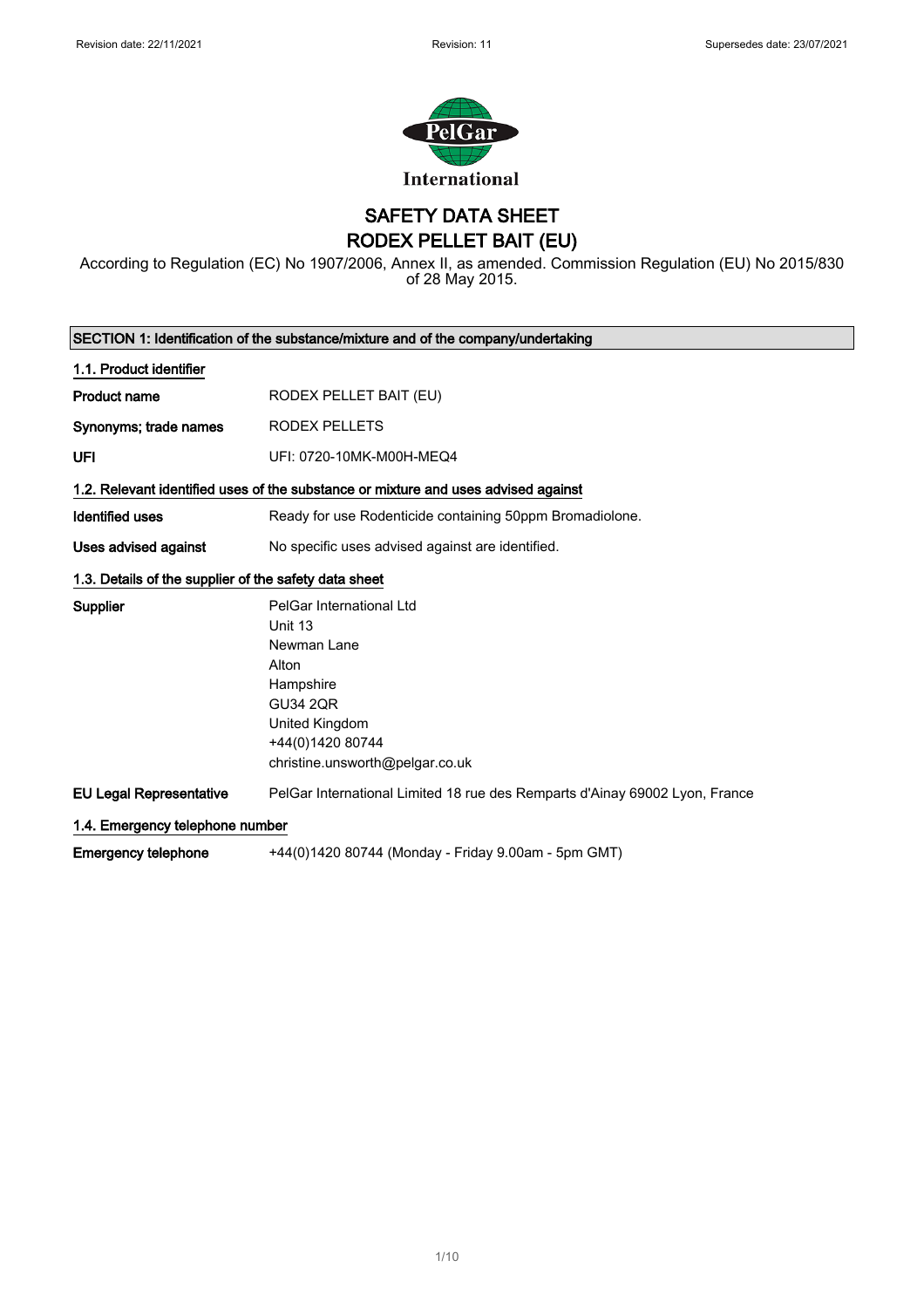# SAFETY DATA SHEET
# RODEX PELLET BAIT (EU)

According to Regulation (EC) No 1907/2006, Annex II, as amended. Commission Regulation (EU) No 2015/830 of 28 May 2015.

## SECTION 1: Identification of the substance/mixture and of the company/undertaking

### 1.1. Product identifier

**Product name** RODEX PELLET BAIT (EU)

**Synonyms; trade names** RODEX PELLETS

**UFI** UFI: 0720-10MK-M00H-MEQ4

### 1.2. Relevant identified uses of the substance or mixture and uses advised against

**Identified uses** Ready for use Rodenticide containing 50ppm Bromadiolone.

**Uses advised against** No specific uses advised against are identified.

### 1.3. Details of the supplier of the safety data sheet

**Supplier**
PelGar International Ltd
Unit 13
Newman Lane
Alton
Hampshire
GU34 2QR
United Kingdom
+44(0)1420 80744
christine.unsworth@pelgar.co.uk

**EU Legal Representative** PelGar International Limited 18 rue des Remparts d'Ainay 69002 Lyon, France

### 1.4. Emergency telephone number

**Emergency telephone** +44(0)1420 80744 (Monday - Friday 9.00am - 5pm GMT)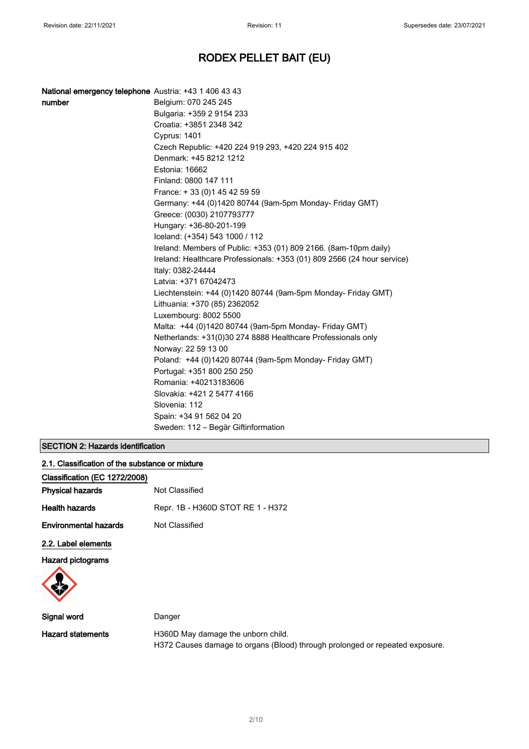# RODEX PELLET BAIT (EU)

| | |
|---|---|
| **National emergency telephone number** | Austria: +43 1 406 43 43<br>Belgium: 070 245 245<br>Bulgaria: +359 2 9154 233<br>Croatia: +3851 2348 342<br>Cyprus: 1401<br>Czech Republic: +420 224 919 293, +420 224 915 402<br>Denmark: +45 8212 1212<br>Estonia: 16662<br>Finland: 0800 147 111<br>France: + 33 (0)1 45 42 59 59<br>Germany: +44 (0)1420 80744 (9am-5pm Monday- Friday GMT)<br>Greece: (0030) 2107793777<br>Hungary: +36-80-201-199<br>Iceland: (+354) 543 1000 / 112<br>Ireland: Members of Public: +353 (01) 809 2166. (8am-10pm daily)<br>Ireland: Healthcare Professionals: +353 (01) 809 2566 (24 hour service)<br>Italy: 0382-24444<br>Latvia: +371 67042473<br>Liechtenstein: +44 (0)1420 80744 (9am-5pm Monday- Friday GMT)<br>Lithuania: +370 (85) 2362052<br>Luxembourg: 8002 5500<br>Malta: +44 (0)1420 80744 (9am-5pm Monday- Friday GMT)<br>Netherlands: +31(0)30 274 8888 Healthcare Professionals only<br>Norway: 22 59 13 00<br>Poland: +44 (0)1420 80744 (9am-5pm Monday- Friday GMT)<br>Portugal: +351 800 250 250<br>Romania: +40213183606<br>Slovakia: +421 2 5477 4166<br>Slovenia: 112<br>Spain: +34 91 562 04 20<br>Sweden: 112 – Begär Giftinformation |

## SECTION 2: Hazards identification

### 2.1. Classification of the substance or mixture

**Classification (EC 1272/2008)**

| | |
|---|---|
| **Physical hazards** | Not Classified |
| **Health hazards** | Repr. 1B - H360D STOT RE 1 - H372 |
| **Environmental hazards** | Not Classified |

### 2.2. Label elements

**Hazard pictograms**

| | |
|---|---|
| **Signal word** | Danger |
| **Hazard statements** | H360D May damage the unborn child.<br>H372 Causes damage to organs (Blood) through prolonged or repeated exposure. |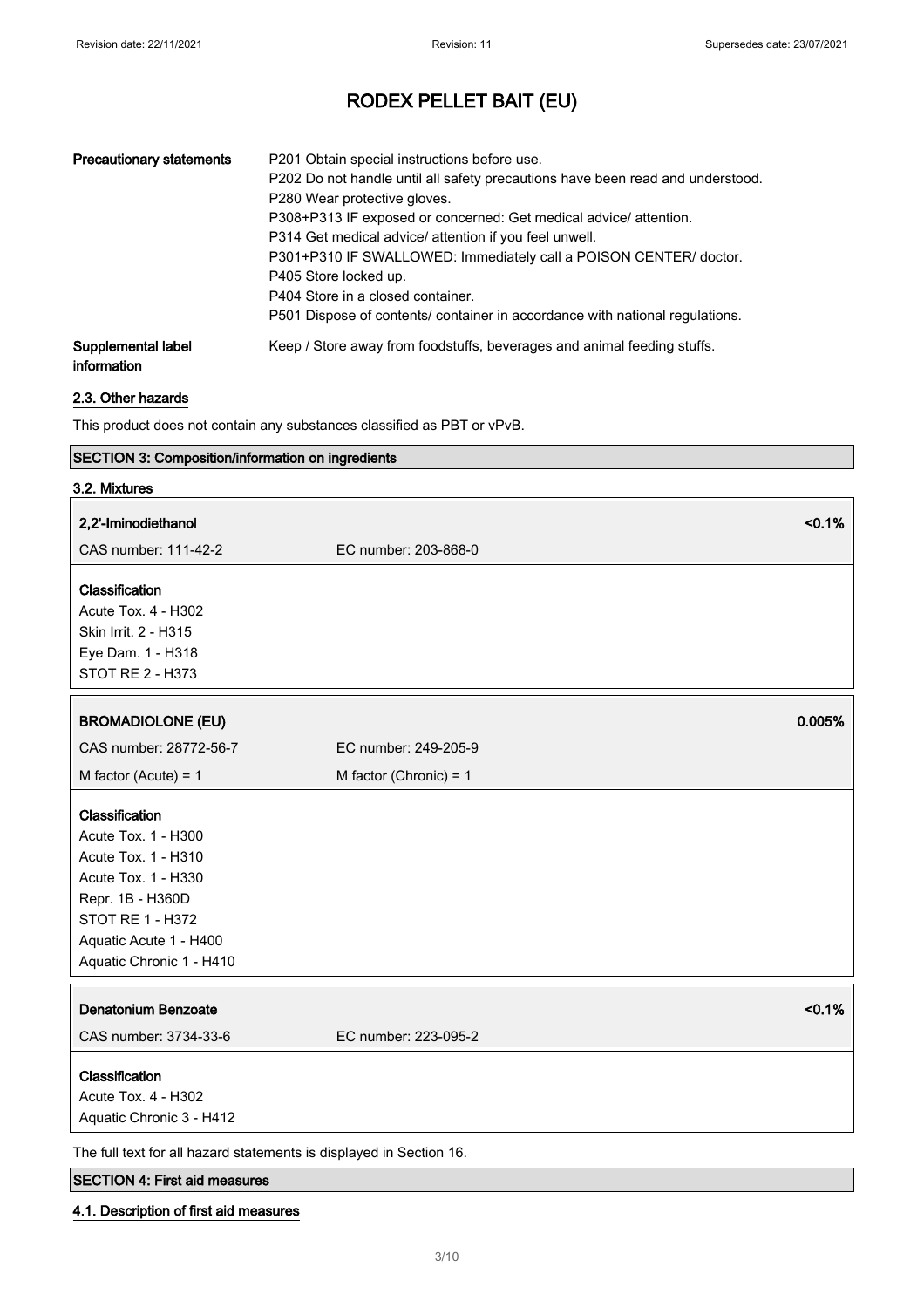# RODEX PELLET BAIT (EU)

| | |
|---|---|
| **Precautionary statements** | P201 Obtain special instructions before use.<br>P202 Do not handle until all safety precautions have been read and understood.<br>P280 Wear protective gloves.<br>P308+P313 IF exposed or concerned: Get medical advice/ attention.<br>P314 Get medical advice/ attention if you feel unwell.<br>P301+P310 IF SWALLOWED: Immediately call a POISON CENTER/ doctor.<br>P405 Store locked up.<br>P404 Store in a closed container.<br>P501 Dispose of contents/ container in accordance with national regulations. |
| **Supplemental label information** | Keep / Store away from foodstuffs, beverages and animal feeding stuffs. |

### 2.3. Other hazards

This product does not contain any substances classified as PBT or vPvB.

## SECTION 3: Composition/information on ingredients

### 3.2. Mixtures

**2,2'-Iminodiethanol** <0.1%

CAS number: 111-42-2 EC number: 203-868-0

**Classification**
Acute Tox. 4 - H302
Skin Irrit. 2 - H315
Eye Dam. 1 - H318
STOT RE 2 - H373

**BROMADIOLONE (EU)** 0.005%

CAS number: 28772-56-7 EC number: 249-205-9

M factor (Acute) = 1 M factor (Chronic) = 1

**Classification**
Acute Tox. 1 - H300
Acute Tox. 1 - H310
Acute Tox. 1 - H330
Repr. 1B - H360D
STOT RE 1 - H372
Aquatic Acute 1 - H400
Aquatic Chronic 1 - H410

**Denatonium Benzoate** <0.1%

CAS number: 3734-33-6 EC number: 223-095-2

**Classification**
Acute Tox. 4 - H302
Aquatic Chronic 3 - H412

The full text for all hazard statements is displayed in Section 16.

## SECTION 4: First aid measures

### 4.1. Description of first aid measures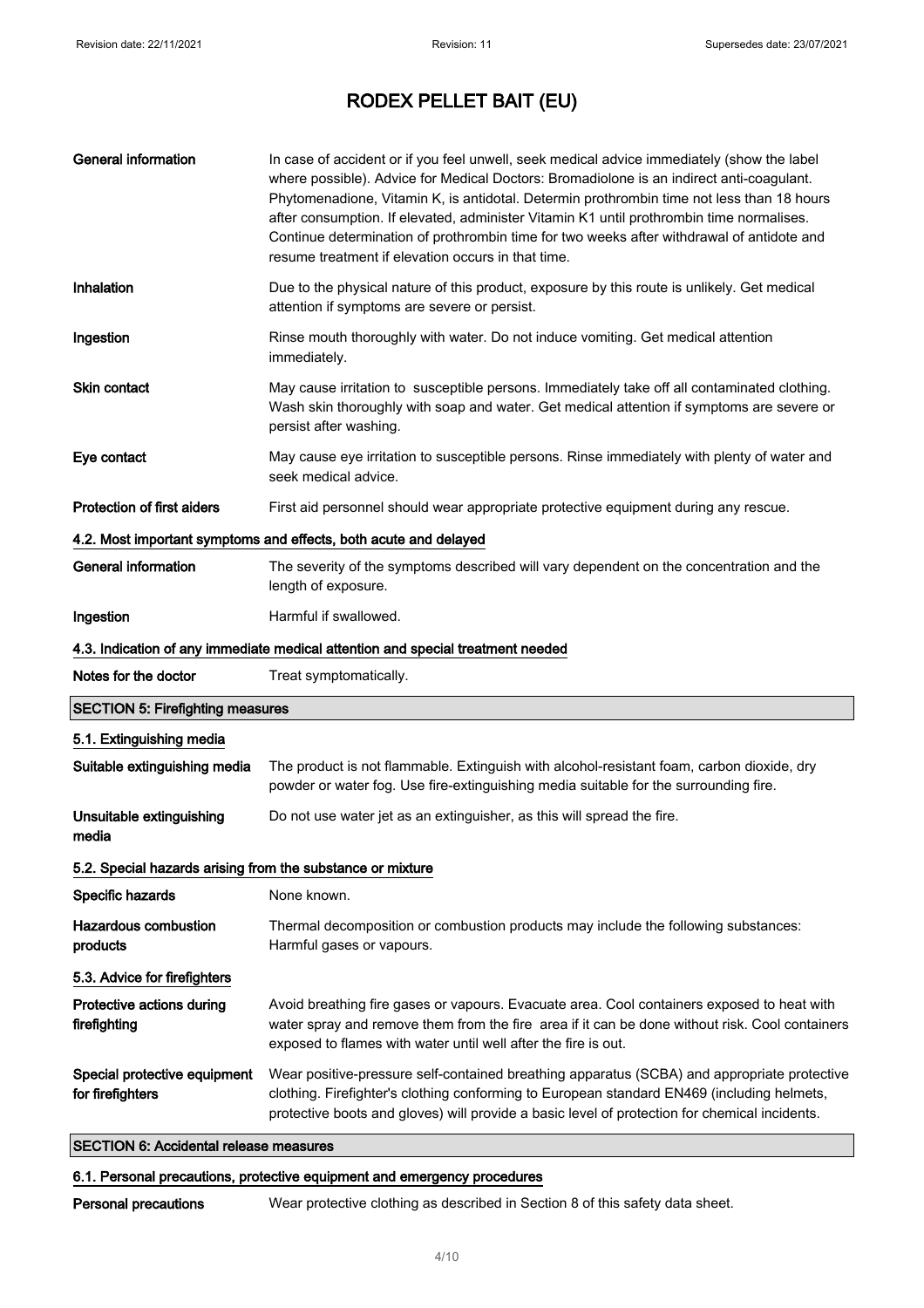| | |
|---|---|
| **General information** | In case of accident or if you feel unwell, seek medical advice immediately (show the label where possible). Advice for Medical Doctors: Bromadiolone is an indirect anti-coagulant. Phytomenadione, Vitamin K, is antidotal. Determin prothrombin time not less than 18 hours after consumption. If elevated, administer Vitamin K1 until prothrombin time normalises. Continue determination of prothrombin time for two weeks after withdrawal of antidote and resume treatment if elevation occurs in that time. |
| **Inhalation** | Due to the physical nature of this product, exposure by this route is unlikely. Get medical attention if symptoms are severe or persist. |
| **Ingestion** | Rinse mouth thoroughly with water. Do not induce vomiting. Get medical attention immediately. |
| **Skin contact** | May cause irritation to susceptible persons. Immediately take off all contaminated clothing. Wash skin thoroughly with soap and water. Get medical attention if symptoms are severe or persist after washing. |
| **Eye contact** | May cause eye irritation to susceptible persons. Rinse immediately with plenty of water and seek medical advice. |
| **Protection of first aiders** | First aid personnel should wear appropriate protective equipment during any rescue. |

### 4.2. Most important symptoms and effects, both acute and delayed

| | |
|---|---|
| **General information** | The severity of the symptoms described will vary dependent on the concentration and the length of exposure. |
| **Ingestion** | Harmful if swallowed. |

### 4.3. Indication of any immediate medical attention and special treatment needed

| | |
|---|---|
| **Notes for the doctor** | Treat symptomatically. |

## SECTION 5: Firefighting measures

### 5.1. Extinguishing media

| | |
|---|---|
| **Suitable extinguishing media** | The product is not flammable. Extinguish with alcohol-resistant foam, carbon dioxide, dry powder or water fog. Use fire-extinguishing media suitable for the surrounding fire. |
| **Unsuitable extinguishing media** | Do not use water jet as an extinguisher, as this will spread the fire. |

### 5.2. Special hazards arising from the substance or mixture

| | |
|---|---|
| **Specific hazards** | None known. |
| **Hazardous combustion products** | Thermal decomposition or combustion products may include the following substances: Harmful gases or vapours. |

### 5.3. Advice for firefighters

| | |
|---|---|
| **Protective actions during firefighting** | Avoid breathing fire gases or vapours. Evacuate area. Cool containers exposed to heat with water spray and remove them from the fire area if it can be done without risk. Cool containers exposed to flames with water until well after the fire is out. |
| **Special protective equipment for firefighters** | Wear positive-pressure self-contained breathing apparatus (SCBA) and appropriate protective clothing. Firefighter's clothing conforming to European standard EN469 (including helmets, protective boots and gloves) will provide a basic level of protection for chemical incidents. |

## SECTION 6: Accidental release measures

### 6.1. Personal precautions, protective equipment and emergency procedures

| | |
|---|---|
| **Personal precautions** | Wear protective clothing as described in Section 8 of this safety data sheet. |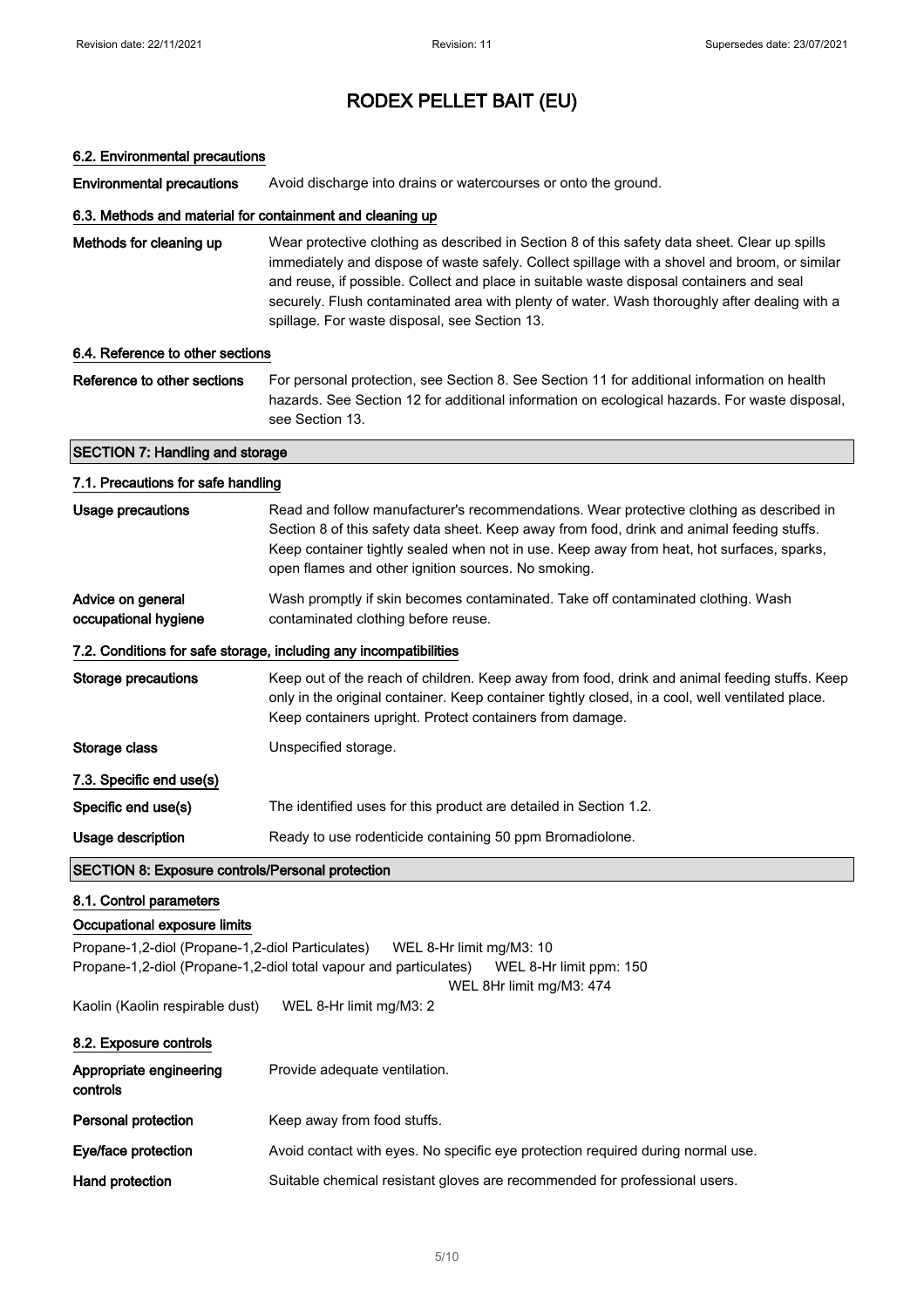# RODEX PELLET BAIT (EU)

### 6.2. Environmental precautions

**Environmental precautions** Avoid discharge into drains or watercourses or onto the ground.

### 6.3. Methods and material for containment and cleaning up

**Methods for cleaning up** Wear protective clothing as described in Section 8 of this safety data sheet. Clear up spills immediately and dispose of waste safely. Collect spillage with a shovel and broom, or similar and reuse, if possible. Collect and place in suitable waste disposal containers and seal securely. Flush contaminated area with plenty of water. Wash thoroughly after dealing with a spillage. For waste disposal, see Section 13.

### 6.4. Reference to other sections

**Reference to other sections** For personal protection, see Section 8. See Section 11 for additional information on health hazards. See Section 12 for additional information on ecological hazards. For waste disposal, see Section 13.

## SECTION 7: Handling and storage

### 7.1. Precautions for safe handling

**Usage precautions** Read and follow manufacturer's recommendations. Wear protective clothing as described in Section 8 of this safety data sheet. Keep away from food, drink and animal feeding stuffs. Keep container tightly sealed when not in use. Keep away from heat, hot surfaces, sparks, open flames and other ignition sources. No smoking.

**Advice on general occupational hygiene** Wash promptly if skin becomes contaminated. Take off contaminated clothing. Wash contaminated clothing before reuse.

### 7.2. Conditions for safe storage, including any incompatibilities

**Storage precautions** Keep out of the reach of children. Keep away from food, drink and animal feeding stuffs. Keep only in the original container. Keep container tightly closed, in a cool, well ventilated place. Keep containers upright. Protect containers from damage.

**Storage class** Unspecified storage.

### 7.3. Specific end use(s)

**Specific end use(s)** The identified uses for this product are detailed in Section 1.2.

**Usage description** Ready to use rodenticide containing 50 ppm Bromadiolone.

## SECTION 8: Exposure controls/Personal protection

### 8.1. Control parameters

**Occupational exposure limits**

Propane-1,2-diol (Propane-1,2-diol Particulates) WEL 8-Hr limit mg/M3: 10

Propane-1,2-diol (Propane-1,2-diol total vapour and particulates) WEL 8-Hr limit ppm: 150
WEL 8Hr limit mg/M3: 474

Kaolin (Kaolin respirable dust) WEL 8-Hr limit mg/M3: 2

### 8.2. Exposure controls

**Appropriate engineering controls** Provide adequate ventilation.

**Personal protection** Keep away from food stuffs.

**Eye/face protection** Avoid contact with eyes. No specific eye protection required during normal use.

**Hand protection** Suitable chemical resistant gloves are recommended for professional users.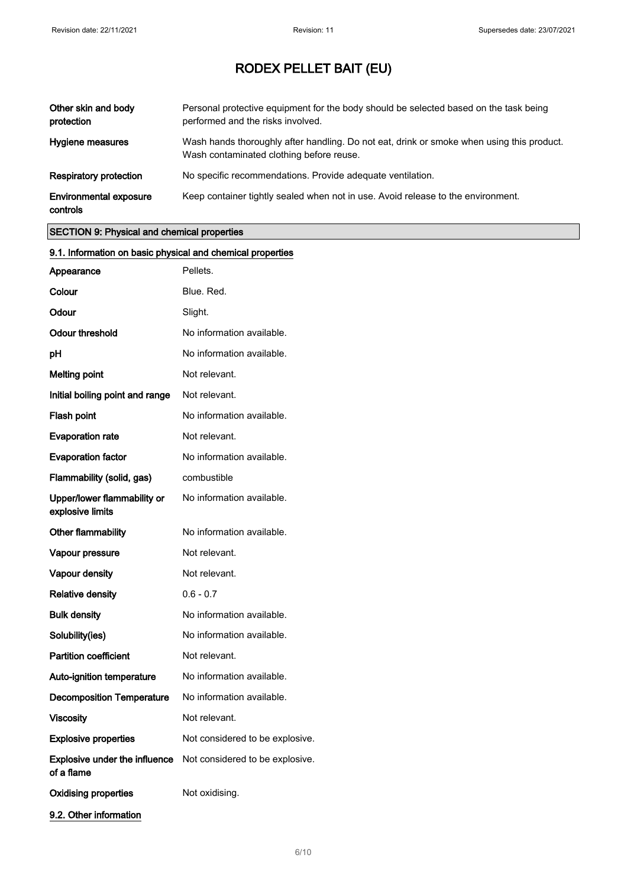| | |
|---|---|
| **Other skin and body protection** | Personal protective equipment for the body should be selected based on the task being performed and the risks involved. |
| **Hygiene measures** | Wash hands thoroughly after handling. Do not eat, drink or smoke when using this product. Wash contaminated clothing before reuse. |
| **Respiratory protection** | No specific recommendations. Provide adequate ventilation. |
| **Environmental exposure controls** | Keep container tightly sealed when not in use. Avoid release to the environment. |

## SECTION 9: Physical and chemical properties

### 9.1. Information on basic physical and chemical properties

| | |
|---|---|
| **Appearance** | Pellets. |
| **Colour** | Blue. Red. |
| **Odour** | Slight. |
| **Odour threshold** | No information available. |
| **pH** | No information available. |
| **Melting point** | Not relevant. |
| **Initial boiling point and range** | Not relevant. |
| **Flash point** | No information available. |
| **Evaporation rate** | Not relevant. |
| **Evaporation factor** | No information available. |
| **Flammability (solid, gas)** | combustible |
| **Upper/lower flammability or explosive limits** | No information available. |
| **Other flammability** | No information available. |
| **Vapour pressure** | Not relevant. |
| **Vapour density** | Not relevant. |
| **Relative density** | 0.6 - 0.7 |
| **Bulk density** | No information available. |
| **Solubility(ies)** | No information available. |
| **Partition coefficient** | Not relevant. |
| **Auto-ignition temperature** | No information available. |
| **Decomposition Temperature** | No information available. |
| **Viscosity** | Not relevant. |
| **Explosive properties** | Not considered to be explosive. |
| **Explosive under the influence of a flame** | Not considered to be explosive. |
| **Oxidising properties** | Not oxidising. |

### 9.2. Other information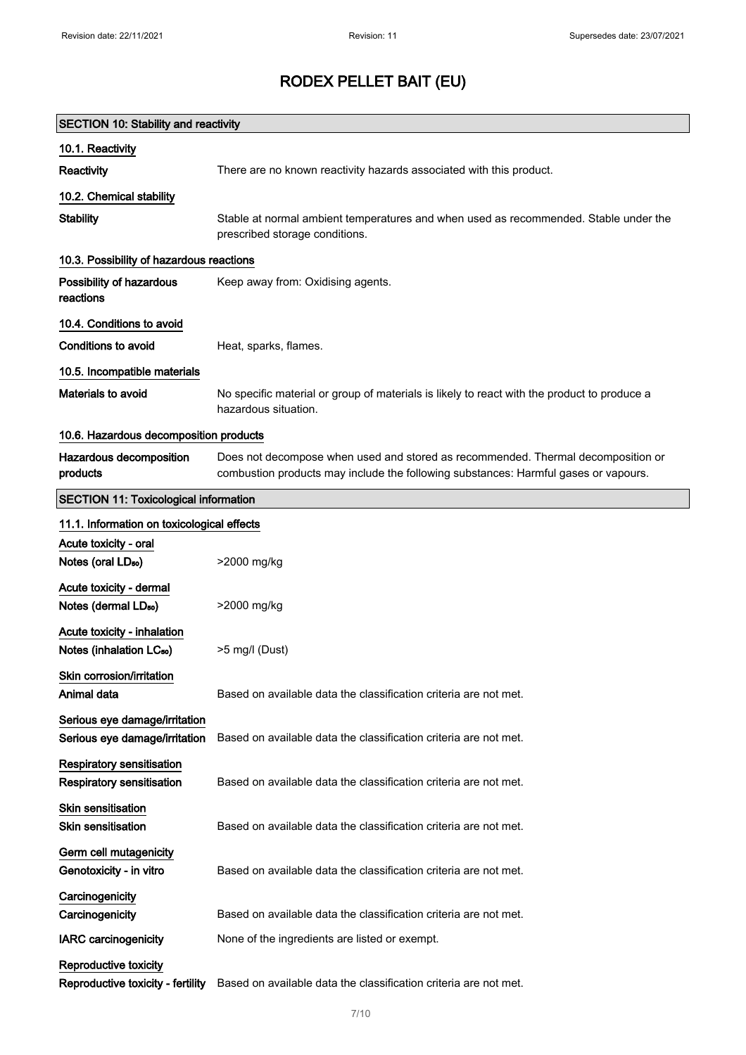# RODEX PELLET BAIT (EU)

## SECTION 10: Stability and reactivity

### 10.1. Reactivity

**Reactivity** There are no known reactivity hazards associated with this product.

### 10.2. Chemical stability

**Stability** Stable at normal ambient temperatures and when used as recommended. Stable under the prescribed storage conditions.

### 10.3. Possibility of hazardous reactions

**Possibility of hazardous reactions** Keep away from: Oxidising agents.

### 10.4. Conditions to avoid

**Conditions to avoid** Heat, sparks, flames.

### 10.5. Incompatible materials

**Materials to avoid** No specific material or group of materials is likely to react with the product to produce a hazardous situation.

### 10.6. Hazardous decomposition products

**Hazardous decomposition products** Does not decompose when used and stored as recommended. Thermal decomposition or combustion products may include the following substances: Harmful gases or vapours.

## SECTION 11: Toxicological information

### 11.1. Information on toxicological effects

**Acute toxicity - oral**

**Notes (oral $LD_{50}$)** >2000 mg/kg

**Acute toxicity - dermal**

**Notes (dermal $LD_{50}$)** >2000 mg/kg

**Acute toxicity - inhalation**

**Notes (inhalation $LC_{50}$)** >5 mg/l (Dust)

**Skin corrosion/irritation**

**Animal data** Based on available data the classification criteria are not met.

**Serious eye damage/irritation**

**Serious eye damage/irritation** Based on available data the classification criteria are not met.

**Respiratory sensitisation**

**Respiratory sensitisation** Based on available data the classification criteria are not met.

**Skin sensitisation**

**Skin sensitisation** Based on available data the classification criteria are not met.

**Germ cell mutagenicity**

**Genotoxicity - in vitro** Based on available data the classification criteria are not met.

**Carcinogenicity**

**Carcinogenicity** Based on available data the classification criteria are not met.

**IARC carcinogenicity** None of the ingredients are listed or exempt.

**Reproductive toxicity**

**Reproductive toxicity - fertility** Based on available data the classification criteria are not met.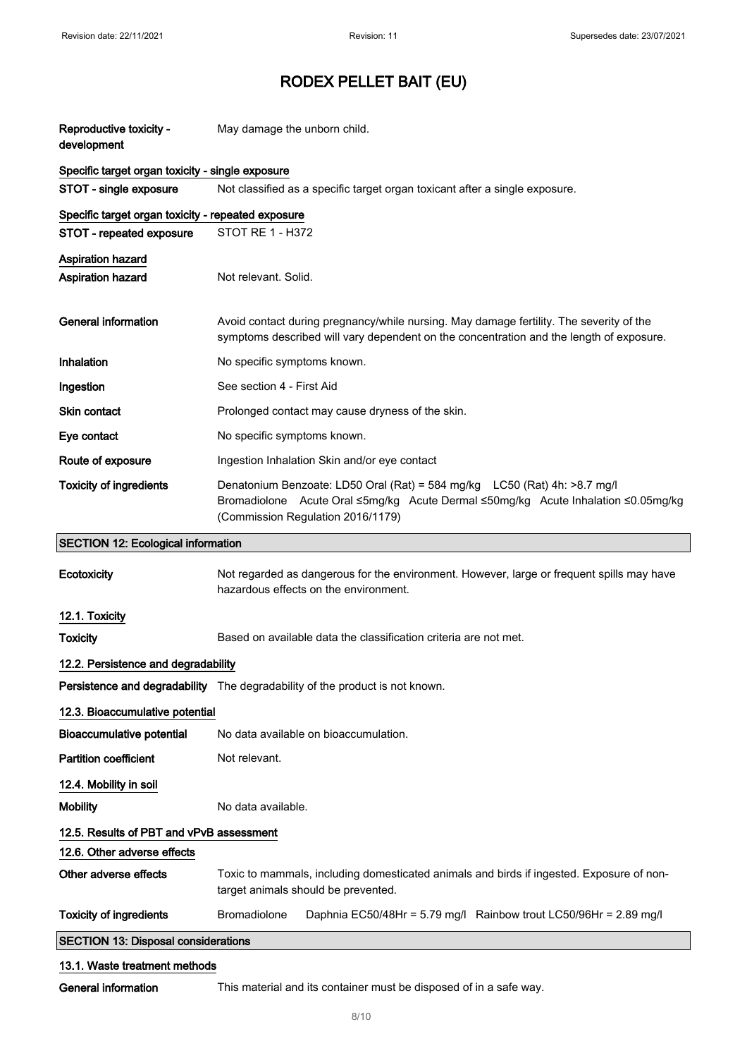| | |
|---|---|
| **Reproductive toxicity - development** | May damage the unborn child. |

**Specific target organ toxicity - single exposure**

| | |
|---|---|
| **STOT - single exposure** | Not classified as a specific target organ toxicant after a single exposure. |

**Specific target organ toxicity - repeated exposure**

| | |
|---|---|
| **STOT - repeated exposure** | STOT RE 1 - H372 |

**Aspiration hazard**

| | |
|---|---|
| **Aspiration hazard** | Not relevant. Solid. |
| **General information** | Avoid contact during pregnancy/while nursing. May damage fertility. The severity of the symptoms described will vary dependent on the concentration and the length of exposure. |
| **Inhalation** | No specific symptoms known. |
| **Ingestion** | See section 4 - First Aid |
| **Skin contact** | Prolonged contact may cause dryness of the skin. |
| **Eye contact** | No specific symptoms known. |
| **Route of exposure** | Ingestion Inhalation Skin and/or eye contact |
| **Toxicity of ingredients** | Denatonium Benzoate: LD50 Oral (Rat) = 584 mg/kg LC50 (Rat) 4h: >8.7 mg/l Bromadiolone Acute Oral ≤5mg/kg Acute Dermal ≤50mg/kg Acute Inhalation ≤0.05mg/kg (Commission Regulation 2016/1179) |

## SECTION 12: Ecological information

| | |
|---|---|
| **Ecotoxicity** | Not regarded as dangerous for the environment. However, large or frequent spills may have hazardous effects on the environment. |

**12.1. Toxicity**

| | |
|---|---|
| **Toxicity** | Based on available data the classification criteria are not met. |

**12.2. Persistence and degradability**

| | |
|---|---|
| **Persistence and degradability** | The degradability of the product is not known. |

**12.3. Bioaccumulative potential**

| | |
|---|---|
| **Bioaccumulative potential** | No data available on bioaccumulation. |
| **Partition coefficient** | Not relevant. |

**12.4. Mobility in soil**

| | |
|---|---|
| **Mobility** | No data available. |

**12.5. Results of PBT and vPvB assessment**

**12.6. Other adverse effects**

| | |
|---|---|
| **Other adverse effects** | Toxic to mammals, including domesticated animals and birds if ingested. Exposure of non-target animals should be prevented. |
| **Toxicity of ingredients** | Bromadiolone Daphnia EC50/48Hr = 5.79 mg/l Rainbow trout LC50/96Hr = 2.89 mg/l |

## SECTION 13: Disposal considerations

**13.1. Waste treatment methods**

| | |
|---|---|
| **General information** | This material and its container must be disposed of in a safe way. |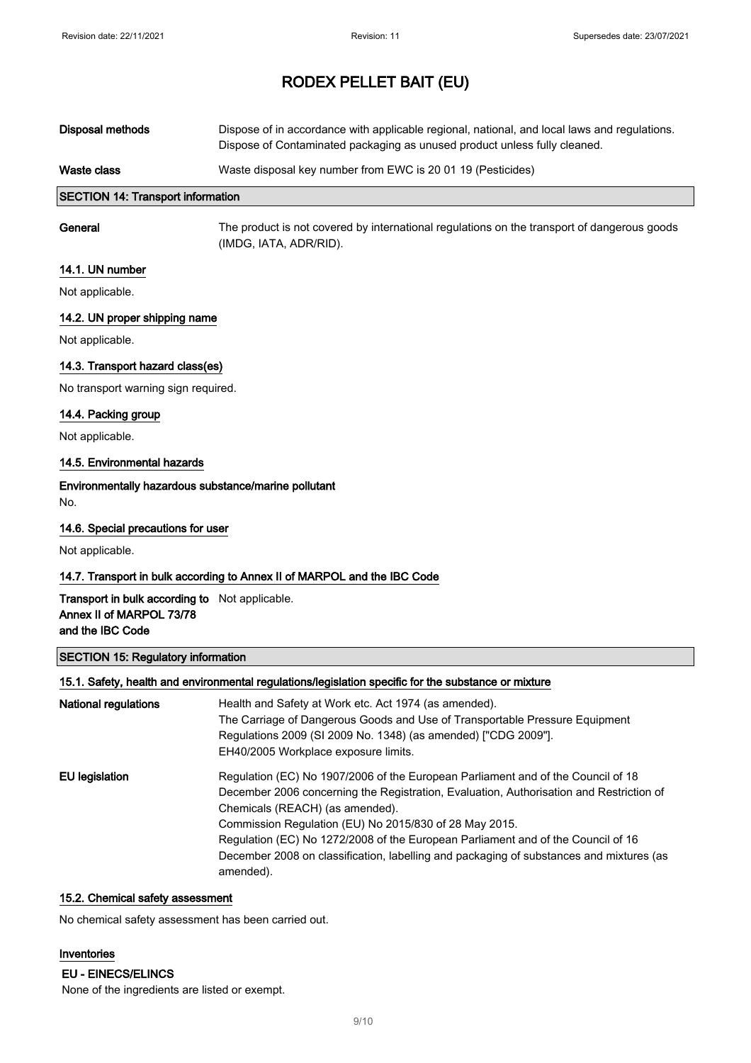| | |
|---|---|
| **Disposal methods** | Dispose of in accordance with applicable regional, national, and local laws and regulations. Dispose of Contaminated packaging as unused product unless fully cleaned. |
| **Waste class** | Waste disposal key number from EWC is 20 01 19 (Pesticides) |

## SECTION 14: Transport information

| | |
|---|---|
| **General** | The product is not covered by international regulations on the transport of dangerous goods (IMDG, IATA, ADR/RID). |

### 14.1. UN number

Not applicable.

### 14.2. UN proper shipping name

Not applicable.

### 14.3. Transport hazard class(es)

No transport warning sign required.

### 14.4. Packing group

Not applicable.

### 14.5. Environmental hazards

**Environmentally hazardous substance/marine pollutant**

No.

### 14.6. Special precautions for user

Not applicable.

### 14.7. Transport in bulk according to Annex II of MARPOL and the IBC Code

| | |
|---|---|
| **Transport in bulk according to Annex II of MARPOL 73/78 and the IBC Code** | Not applicable. |

## SECTION 15: Regulatory information

### 15.1. Safety, health and environmental regulations/legislation specific for the substance or mixture

| | |
|---|---|
| **National regulations** | Health and Safety at Work etc. Act 1974 (as amended).<br>The Carriage of Dangerous Goods and Use of Transportable Pressure Equipment Regulations 2009 (SI 2009 No. 1348) (as amended) ["CDG 2009"].<br>EH40/2005 Workplace exposure limits. |
| **EU legislation** | Regulation (EC) No 1907/2006 of the European Parliament and of the Council of 18 December 2006 concerning the Registration, Evaluation, Authorisation and Restriction of Chemicals (REACH) (as amended).<br>Commission Regulation (EU) No 2015/830 of 28 May 2015.<br>Regulation (EC) No 1272/2008 of the European Parliament and of the Council of 16 December 2008 on classification, labelling and packaging of substances and mixtures (as amended). |

### 15.2. Chemical safety assessment

No chemical safety assessment has been carried out.

### Inventories

**EU - EINECS/ELINCS**

None of the ingredients are listed or exempt.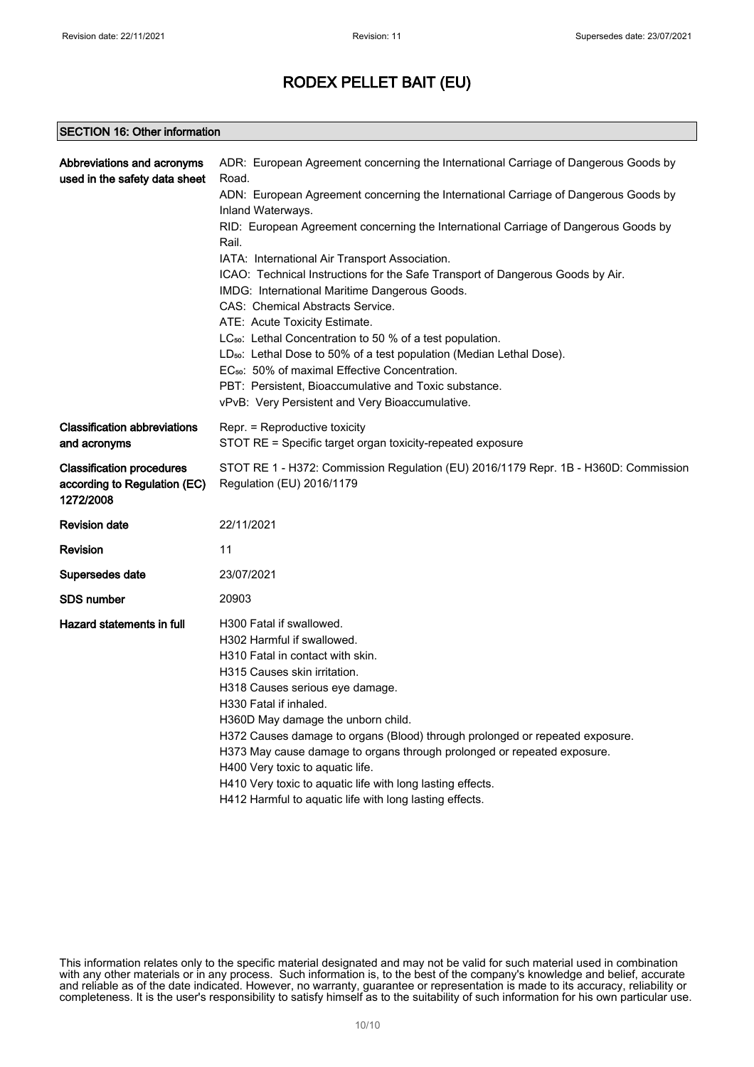# RODEX PELLET BAIT (EU)

## SECTION 16: Other information

| | |
|---|---|
| **Abbreviations and acronyms used in the safety data sheet** | ADR: European Agreement concerning the International Carriage of Dangerous Goods by Road.<br>ADN: European Agreement concerning the International Carriage of Dangerous Goods by Inland Waterways.<br>RID: European Agreement concerning the International Carriage of Dangerous Goods by Rail.<br>IATA: International Air Transport Association.<br>ICAO: Technical Instructions for the Safe Transport of Dangerous Goods by Air.<br>IMDG: International Maritime Dangerous Goods.<br>CAS: Chemical Abstracts Service.<br>ATE: Acute Toxicity Estimate.<br>$LC_{50}$: Lethal Concentration to 50 % of a test population.<br>$LD_{50}$: Lethal Dose to 50% of a test population (Median Lethal Dose).<br>$EC_{50}$: 50% of maximal Effective Concentration.<br>PBT: Persistent, Bioaccumulative and Toxic substance.<br>vPvB: Very Persistent and Very Bioaccumulative. |
| **Classification abbreviations and acronyms** | Repr. = Reproductive toxicity<br>STOT RE = Specific target organ toxicity-repeated exposure |
| **Classification procedures according to Regulation (EC) 1272/2008** | STOT RE 1 - H372: Commission Regulation (EU) 2016/1179 Repr. 1B - H360D: Commission Regulation (EU) 2016/1179 |
| **Revision date** | 22/11/2021 |
| **Revision** | 11 |
| **Supersedes date** | 23/07/2021 |
| **SDS number** | 20903 |
| **Hazard statements in full** | H300 Fatal if swallowed.<br>H302 Harmful if swallowed.<br>H310 Fatal in contact with skin.<br>H315 Causes skin irritation.<br>H318 Causes serious eye damage.<br>H330 Fatal if inhaled.<br>H360D May damage the unborn child.<br>H372 Causes damage to organs (Blood) through prolonged or repeated exposure.<br>H373 May cause damage to organs through prolonged or repeated exposure.<br>H400 Very toxic to aquatic life.<br>H410 Very toxic to aquatic life with long lasting effects.<br>H412 Harmful to aquatic life with long lasting effects. |

This information relates only to the specific material designated and may not be valid for such material used in combination with any other materials or in any process. Such information is, to the best of the company's knowledge and belief, accurate and reliable as of the date indicated. However, no warranty, guarantee or representation is made to its accuracy, reliability or completeness. It is the user's responsibility to satisfy himself as to the suitability of such information for his own particular use.